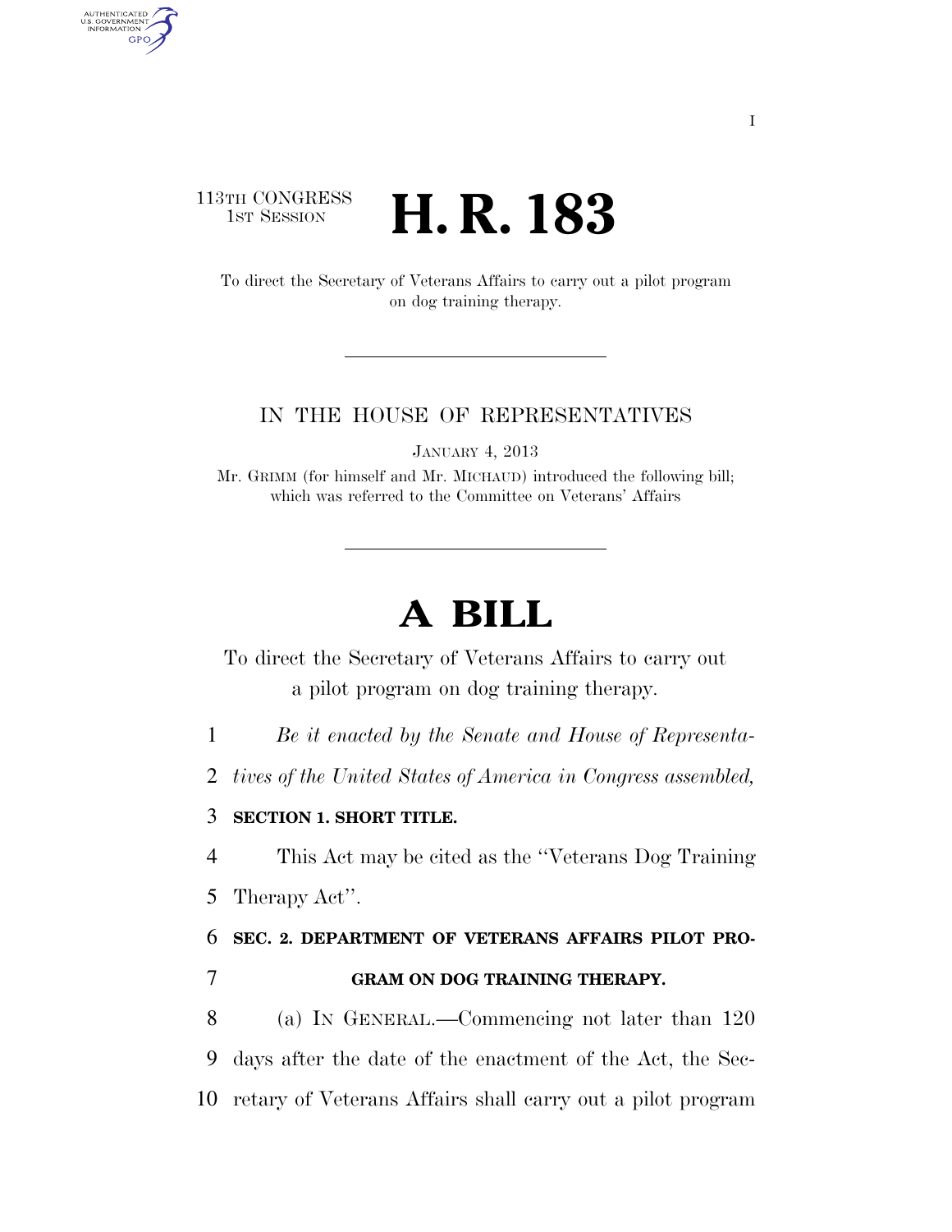113TH CONGRESS
1ST SESSION

# H. R. 183

To direct the Secretary of Veterans Affairs to carry out a pilot program on dog training therapy.

IN THE HOUSE OF REPRESENTATIVES

JANUARY 4, 2013

Mr. GRIMM (for himself and Mr. MICHAUD) introduced the following bill; which was referred to the Committee on Veterans' Affairs

# A BILL

To direct the Secretary of Veterans Affairs to carry out a pilot program on dog training therapy.

1 *Be it enacted by the Senate and House of Representa-*
2 *tives of the United States of America in Congress assembled,*

3 **SECTION 1. SHORT TITLE.**

4 This Act may be cited as the ''Veterans Dog Training
5 Therapy Act''.

6 **SEC. 2. DEPARTMENT OF VETERANS AFFAIRS PILOT PRO-**
7 **GRAM ON DOG TRAINING THERAPY.**

8 (a) IN GENERAL.—Commencing not later than 120
9 days after the date of the enactment of the Act, the Sec-
10 retary of Veterans Affairs shall carry out a pilot program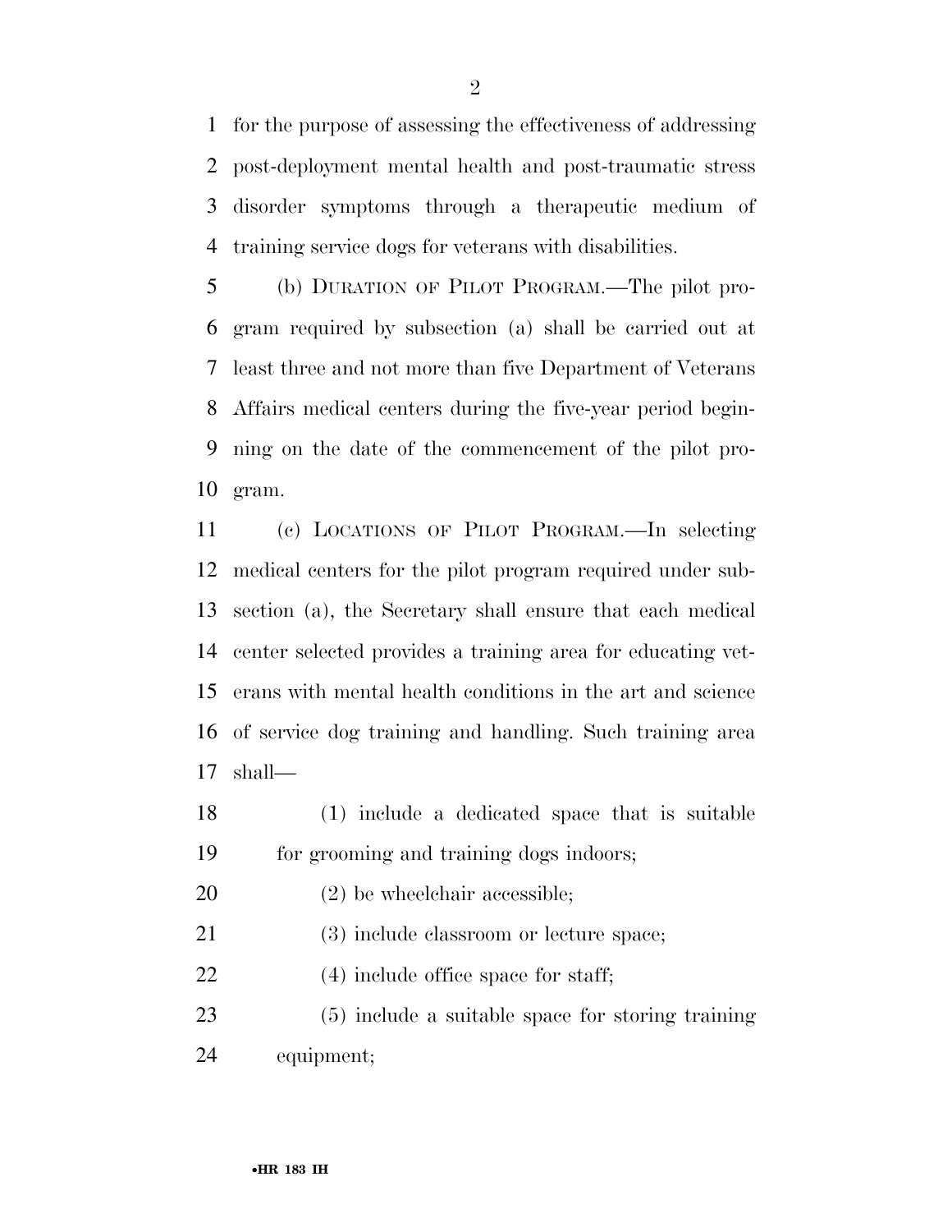for the purpose of assessing the effectiveness of addressing post-deployment mental health and post-traumatic stress disorder symptoms through a therapeutic medium of training service dogs for veterans with disabilities.

(b) DURATION OF PILOT PROGRAM.—The pilot program required by subsection (a) shall be carried out at least three and not more than five Department of Veterans Affairs medical centers during the five-year period beginning on the date of the commencement of the pilot program.

(c) LOCATIONS OF PILOT PROGRAM.—In selecting medical centers for the pilot program required under subsection (a), the Secretary shall ensure that each medical center selected provides a training area for educating veterans with mental health conditions in the art and science of service dog training and handling. Such training area shall—

(1) include a dedicated space that is suitable for grooming and training dogs indoors;

(2) be wheelchair accessible;

(3) include classroom or lecture space;

(4) include office space for staff;

(5) include a suitable space for storing training equipment;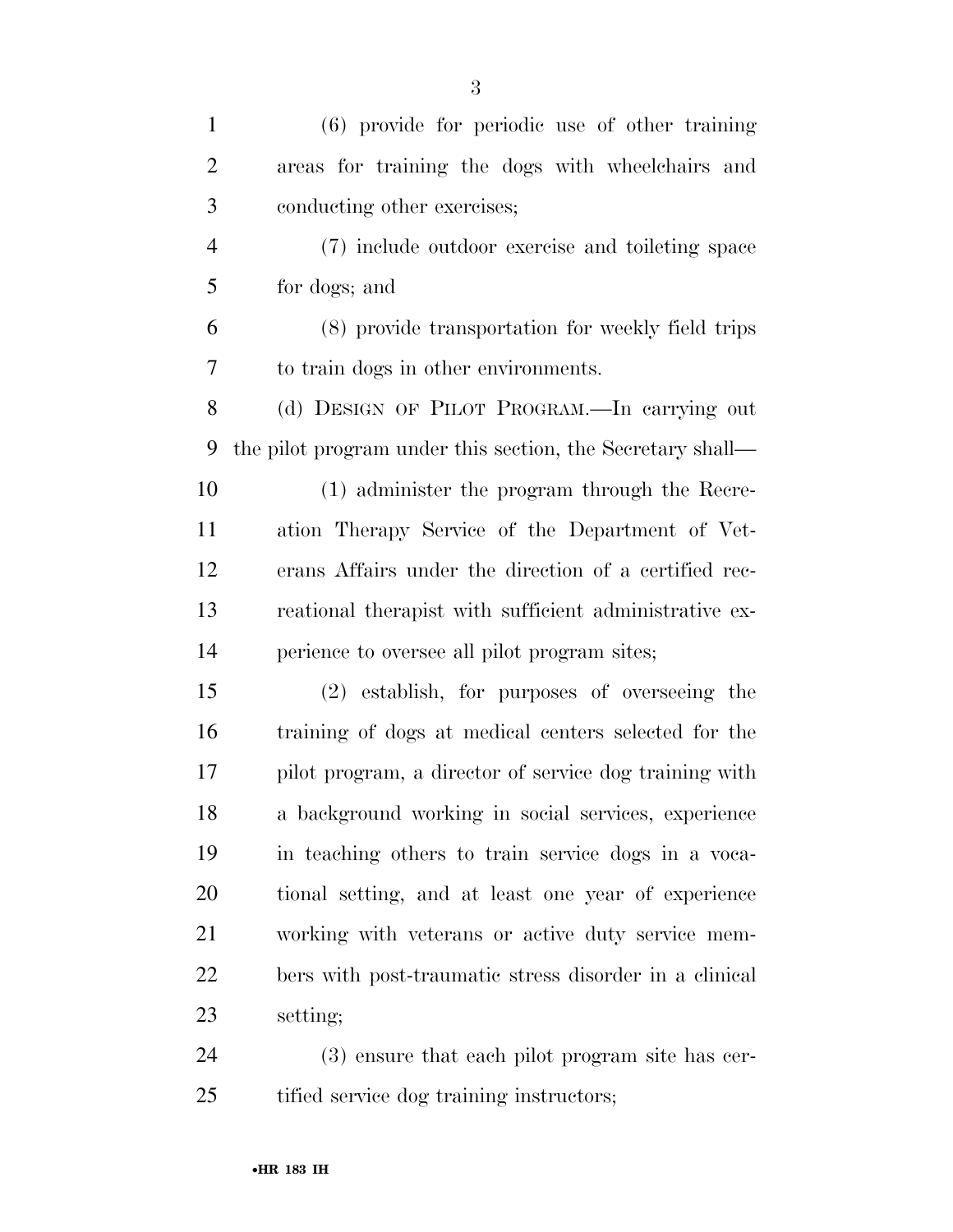(6) provide for periodic use of other training areas for training the dogs with wheelchairs and conducting other exercises;

(7) include outdoor exercise and toileting space for dogs; and

(8) provide transportation for weekly field trips to train dogs in other environments.

(d) DESIGN OF PILOT PROGRAM.—In carrying out the pilot program under this section, the Secretary shall—

(1) administer the program through the Recreation Therapy Service of the Department of Veterans Affairs under the direction of a certified recreational therapist with sufficient administrative experience to oversee all pilot program sites;

(2) establish, for purposes of overseeing the training of dogs at medical centers selected for the pilot program, a director of service dog training with a background working in social services, experience in teaching others to train service dogs in a vocational setting, and at least one year of experience working with veterans or active duty service members with post-traumatic stress disorder in a clinical setting;

(3) ensure that each pilot program site has certified service dog training instructors;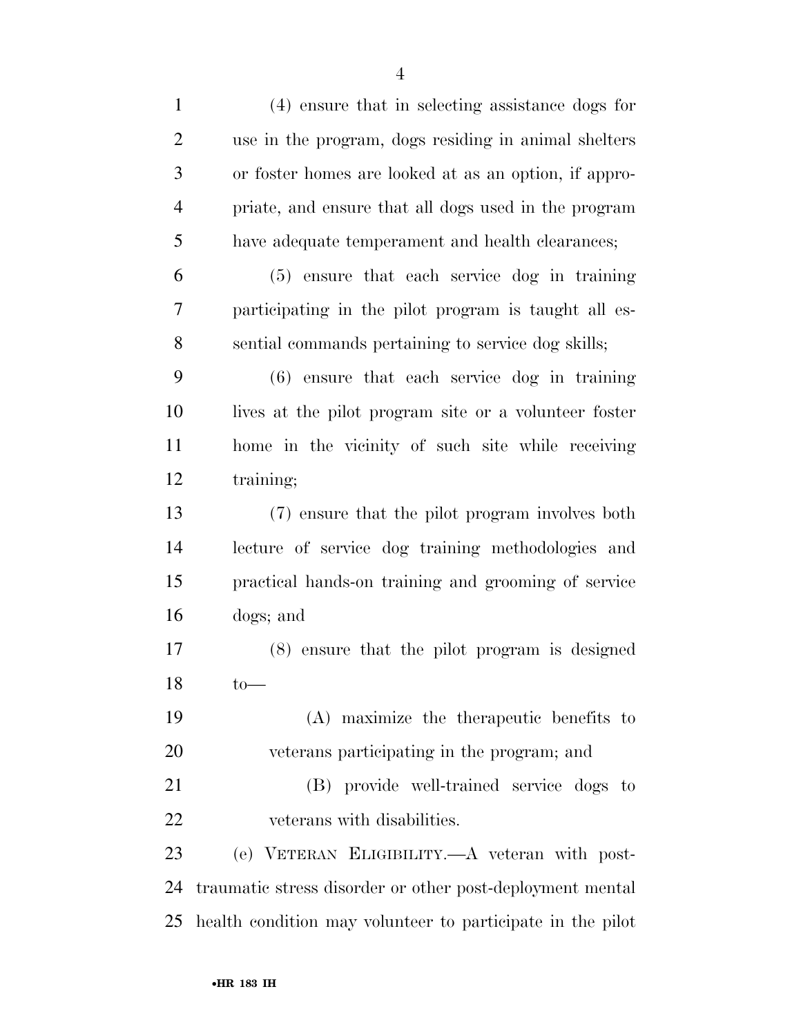(4) ensure that in selecting assistance dogs for use in the program, dogs residing in animal shelters or foster homes are looked at as an option, if appropriate, and ensure that all dogs used in the program have adequate temperament and health clearances;

(5) ensure that each service dog in training participating in the pilot program is taught all essential commands pertaining to service dog skills;

(6) ensure that each service dog in training lives at the pilot program site or a volunteer foster home in the vicinity of such site while receiving training;

(7) ensure that the pilot program involves both lecture of service dog training methodologies and practical hands-on training and grooming of service dogs; and

(8) ensure that the pilot program is designed to—

(A) maximize the therapeutic benefits to veterans participating in the program; and

(B) provide well-trained service dogs to veterans with disabilities.

(e) VETERAN ELIGIBILITY.—A veteran with post-traumatic stress disorder or other post-deployment mental health condition may volunteer to participate in the pilot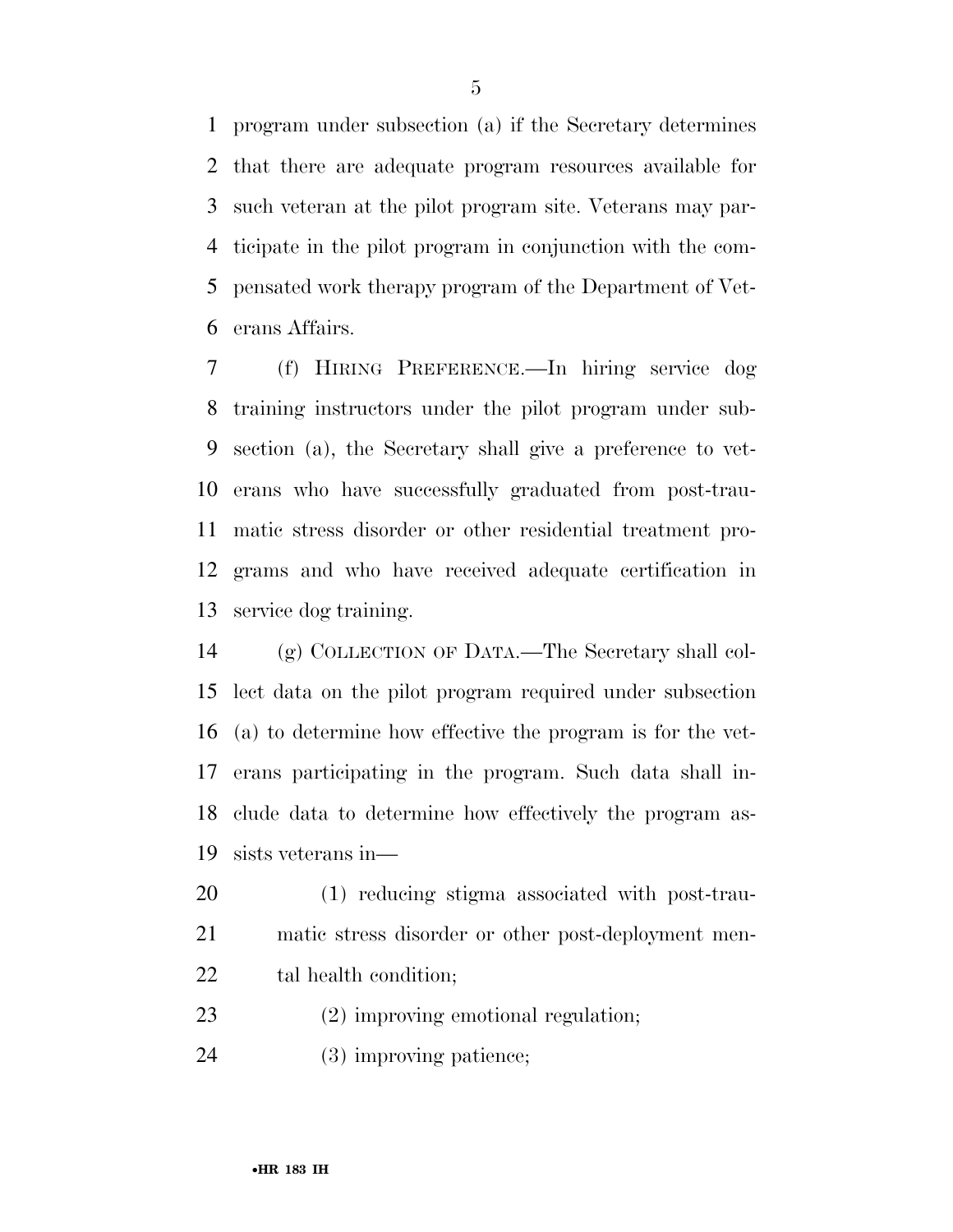program under subsection (a) if the Secretary determines that there are adequate program resources available for such veteran at the pilot program site. Veterans may participate in the pilot program in conjunction with the compensated work therapy program of the Department of Veterans Affairs.

(f) HIRING PREFERENCE.—In hiring service dog training instructors under the pilot program under subsection (a), the Secretary shall give a preference to veterans who have successfully graduated from post-traumatic stress disorder or other residential treatment programs and who have received adequate certification in service dog training.

(g) COLLECTION OF DATA.—The Secretary shall collect data on the pilot program required under subsection (a) to determine how effective the program is for the veterans participating in the program. Such data shall include data to determine how effectively the program assists veterans in—

(1) reducing stigma associated with post-traumatic stress disorder or other post-deployment mental health condition;

(2) improving emotional regulation;

(3) improving patience;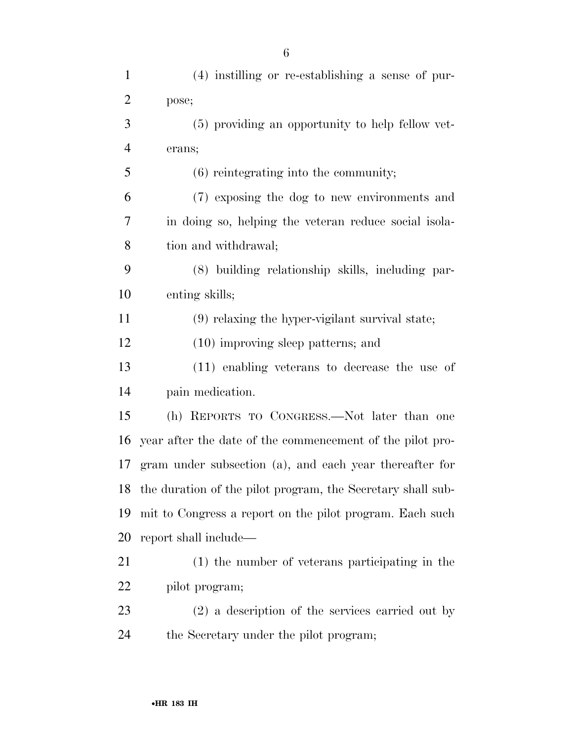(4) instilling or re-establishing a sense of purpose;

(5) providing an opportunity to help fellow veterans;

(6) reintegrating into the community;

(7) exposing the dog to new environments and in doing so, helping the veteran reduce social isolation and withdrawal;

(8) building relationship skills, including parenting skills;

(9) relaxing the hyper-vigilant survival state;

(10) improving sleep patterns; and

(11) enabling veterans to decrease the use of pain medication.

(h) REPORTS TO CONGRESS.—Not later than one year after the date of the commencement of the pilot program under subsection (a), and each year thereafter for the duration of the pilot program, the Secretary shall submit to Congress a report on the pilot program. Each such report shall include—

(1) the number of veterans participating in the pilot program;

(2) a description of the services carried out by the Secretary under the pilot program;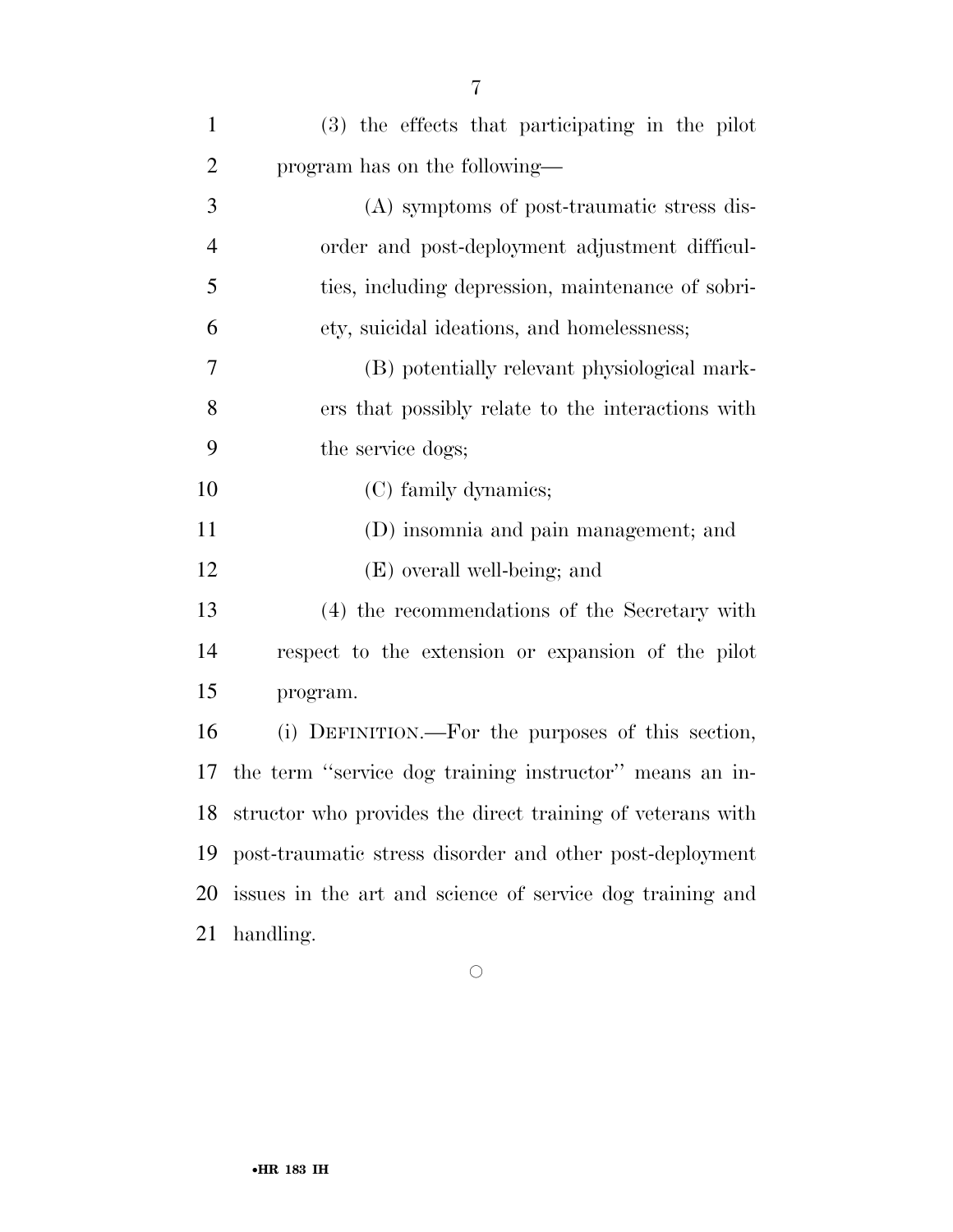(3) the effects that participating in the pilot program has on the following—

(A) symptoms of post-traumatic stress disorder and post-deployment adjustment difficulties, including depression, maintenance of sobriety, suicidal ideations, and homelessness;

(B) potentially relevant physiological markers that possibly relate to the interactions with the service dogs;

(C) family dynamics;

(D) insomnia and pain management; and

(E) overall well-being; and

(4) the recommendations of the Secretary with respect to the extension or expansion of the pilot program.

(i) DEFINITION.—For the purposes of this section, the term ''service dog training instructor'' means an instructor who provides the direct training of veterans with post-traumatic stress disorder and other post-deployment issues in the art and science of service dog training and handling.

○